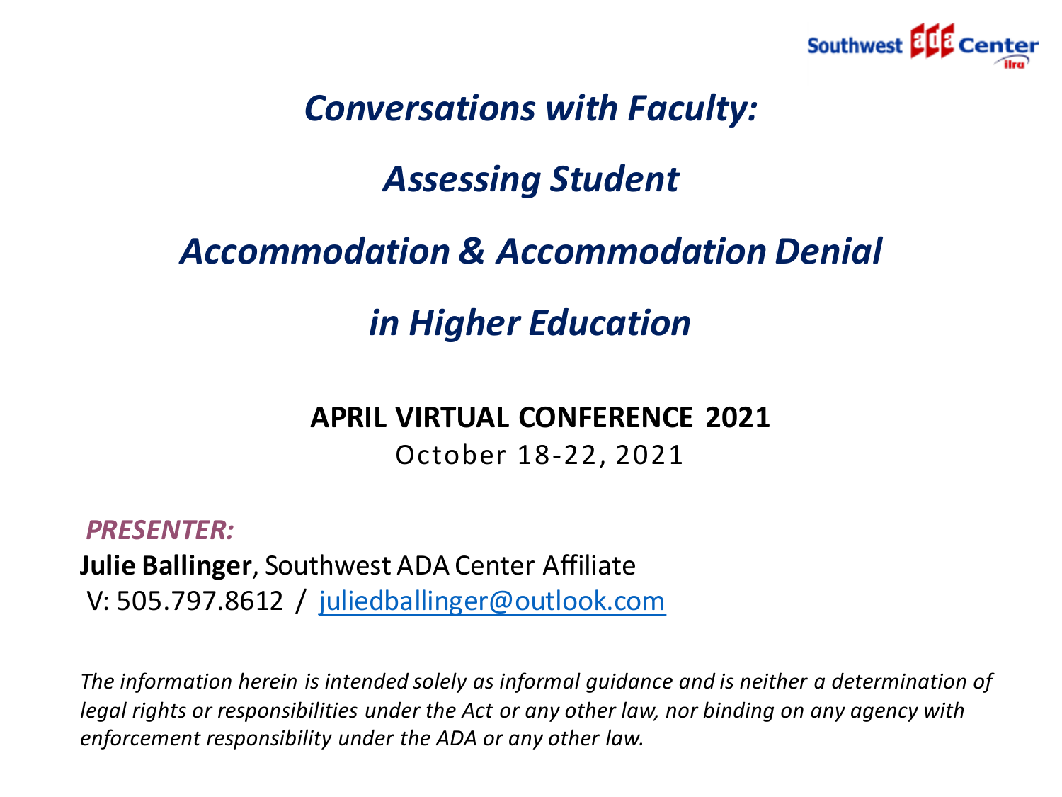# *Conversations with Faculty: Assessing Student Accommodation & Accommodation Denial in Higher Education*

**APRIL VIRTUAL CONFERENCE 2021**

October 18-22, 2021

***PRESENTER:***

**Julie Ballinger**, Southwest ADA Center Affiliate

V: 505.797.8612 / juliedballinger@outlook.com

*The information herein is intended solely as informal guidance and is neither a determination of legal rights or responsibilities under the Act or any other law, nor binding on any agency with enforcement responsibility under the ADA or any other law.*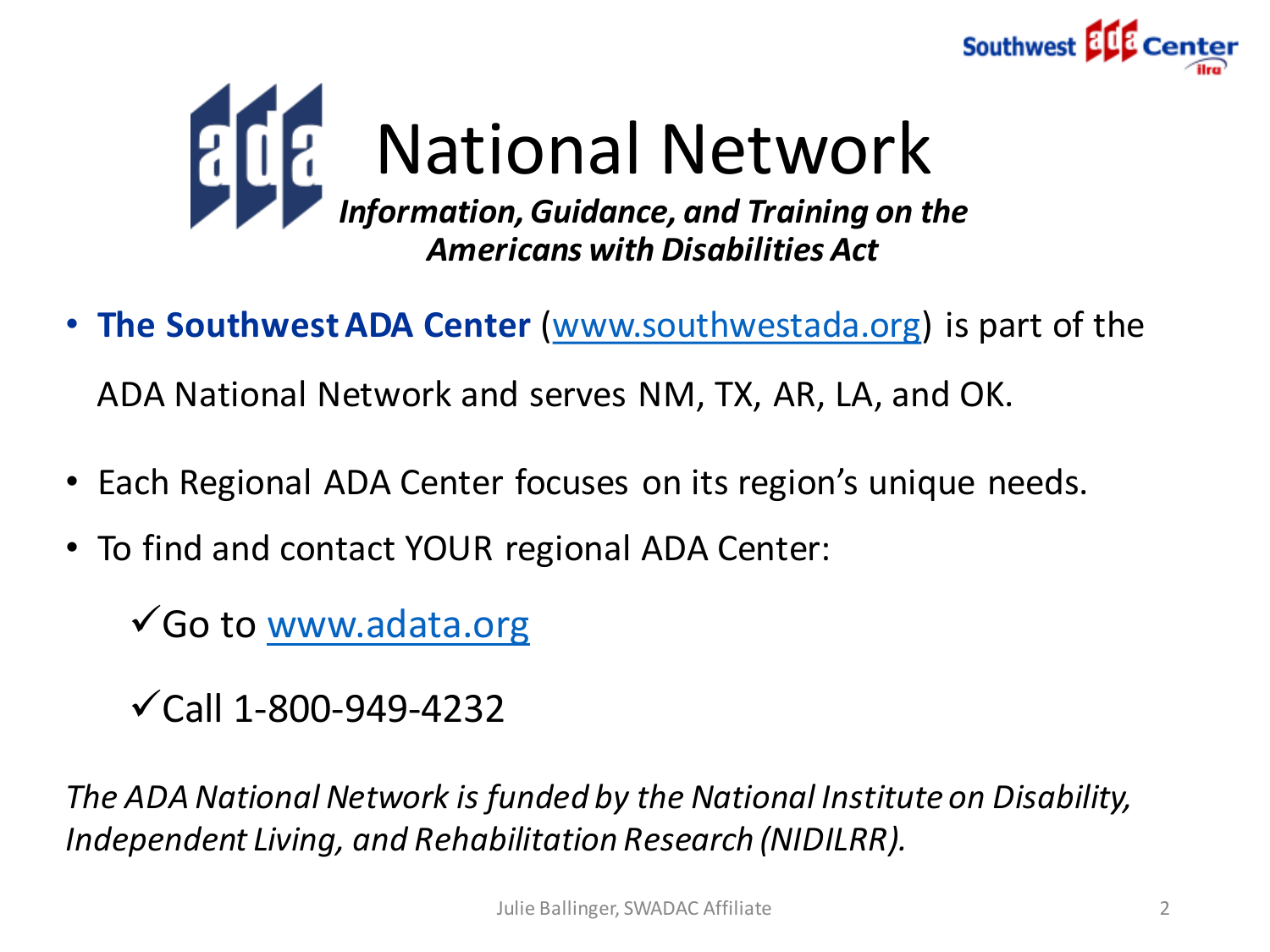# ADA National Network

***Information, Guidance, and Training on the Americans with Disabilities Act***

- **The Southwest ADA Center** ([www.southwestada.org](http://www.southwestada.org)) is part of the ADA National Network and serves NM, TX, AR, LA, and OK.
- Each Regional ADA Center focuses on its region's unique needs.
- To find and contact YOUR regional ADA Center:
  - ✓ Go to [www.adata.org](http://www.adata.org)
  - ✓ Call 1-800-949-4232

*The ADA National Network is funded by the National Institute on Disability, Independent Living, and Rehabilitation Research (NIDILRR).*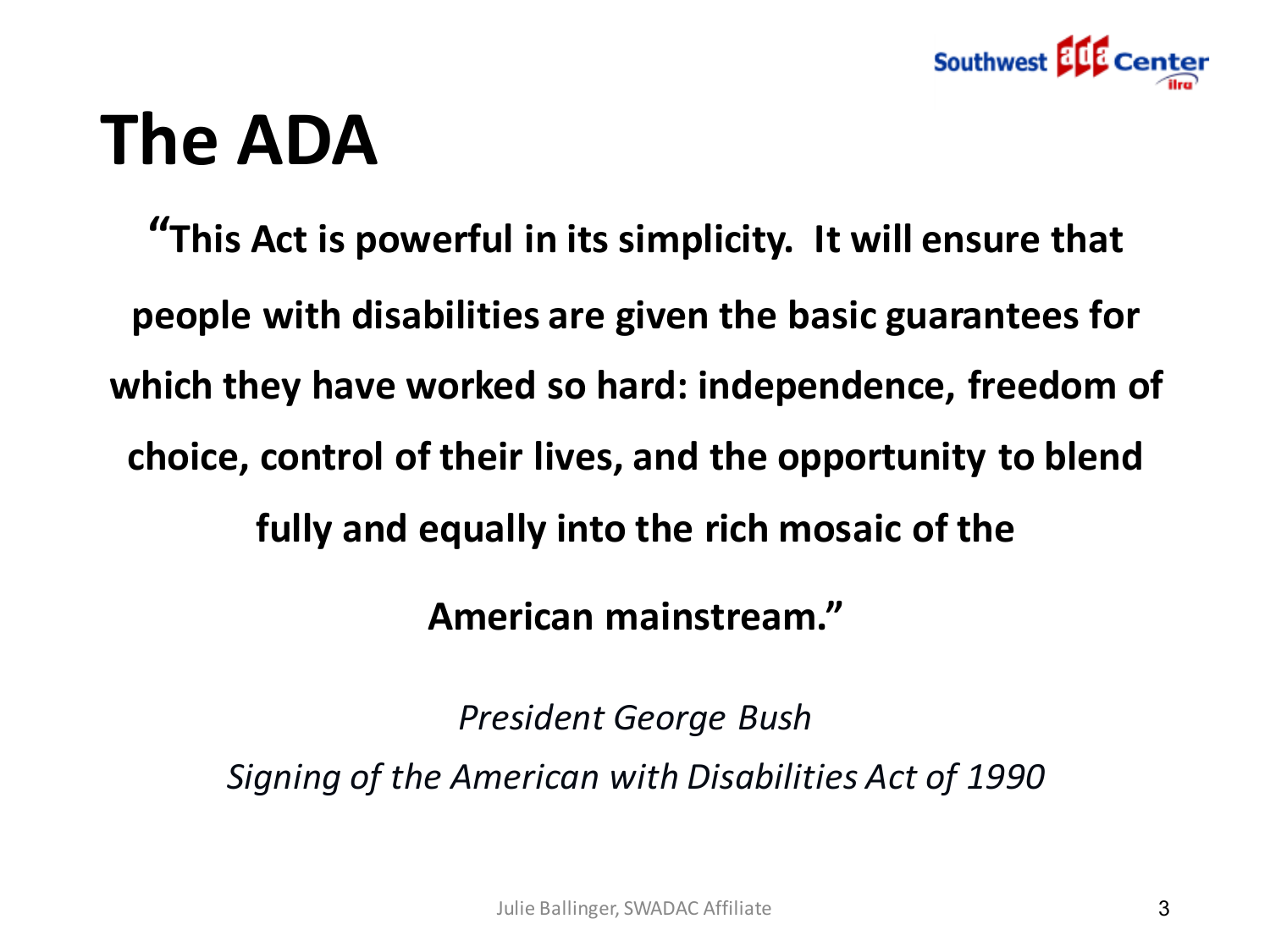# The ADA

**"This Act is powerful in its simplicity. It will ensure that people with disabilities are given the basic guarantees for which they have worked so hard: independence, freedom of choice, control of their lives, and the opportunity to blend fully and equally into the rich mosaic of the American mainstream."**

*President George Bush*

*Signing of the American with Disabilities Act of 1990*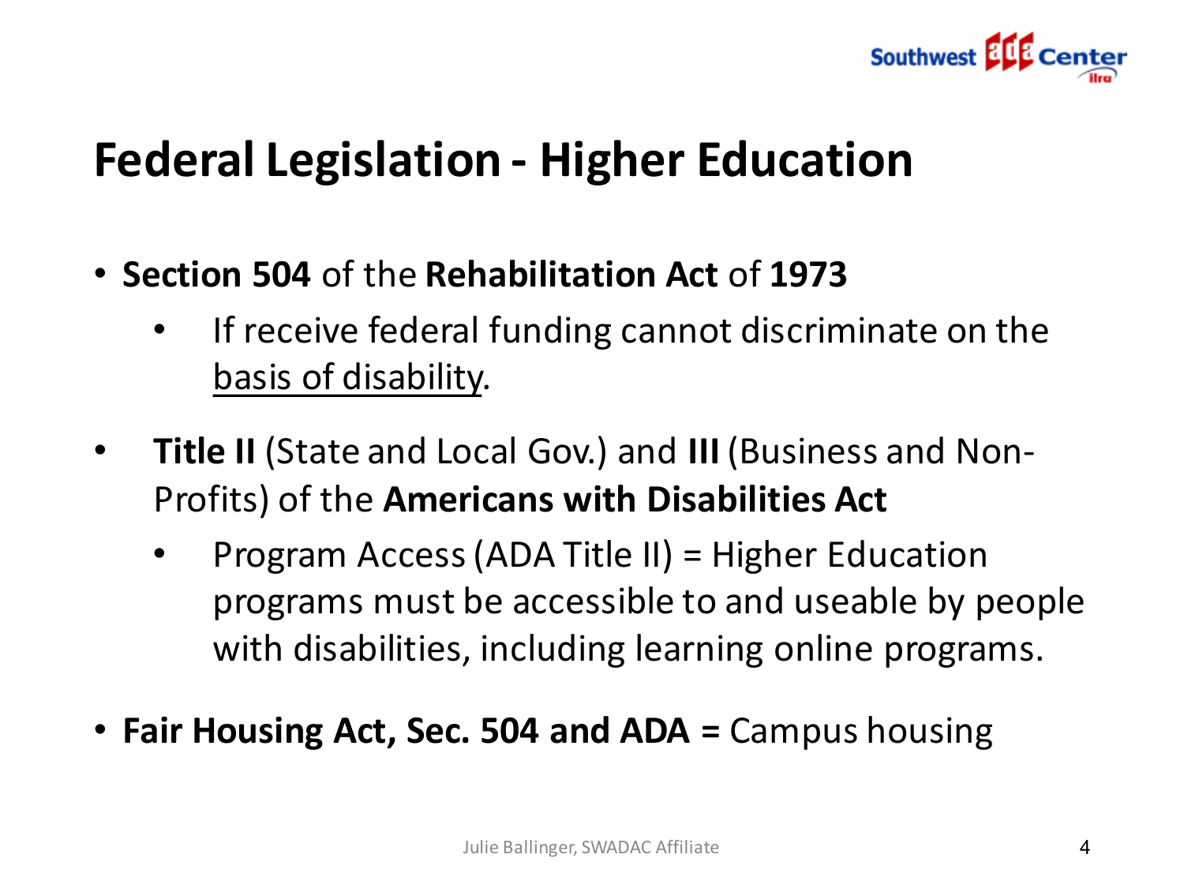# Federal Legislation - Higher Education

- **Section 504** of the **Rehabilitation Act** of **1973**
  - If receive federal funding cannot discriminate on the basis of disability.
- **Title II** (State and Local Gov.) and **III** (Business and Non-Profits) of the **Americans with Disabilities Act**
  - Program Access (ADA Title II) = Higher Education programs must be accessible to and useable by people with disabilities, including learning online programs.
- **Fair Housing Act, Sec. 504 and ADA =** Campus housing

Julie Ballinger, SWADAC Affiliate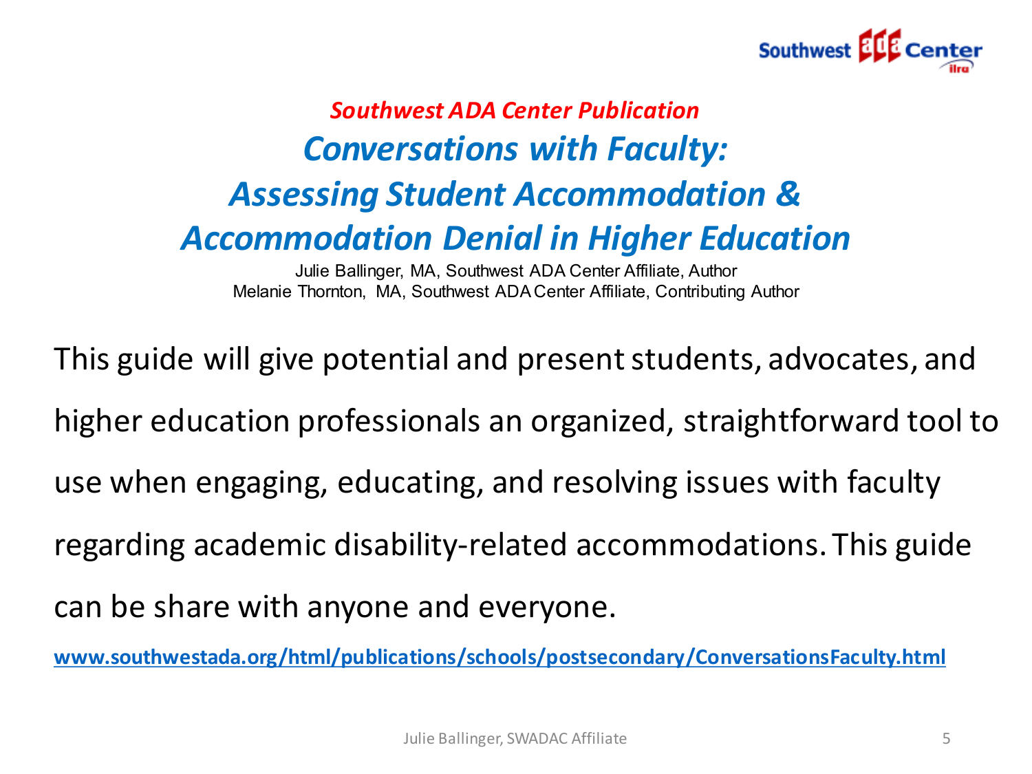*Southwest ADA Center Publication*

# *Conversations with Faculty: Assessing Student Accommodation & Accommodation Denial in Higher Education*

Julie Ballinger, MA, Southwest ADA Center Affiliate, Author
Melanie Thornton, MA, Southwest ADA Center Affiliate, Contributing Author

This guide will give potential and present students, advocates, and higher education professionals an organized, straightforward tool to use when engaging, educating, and resolving issues with faculty regarding academic disability-related accommodations. This guide can be share with anyone and everyone.

**www.southwestada.org/html/publications/schools/postsecondary/ConversationsFaculty.html**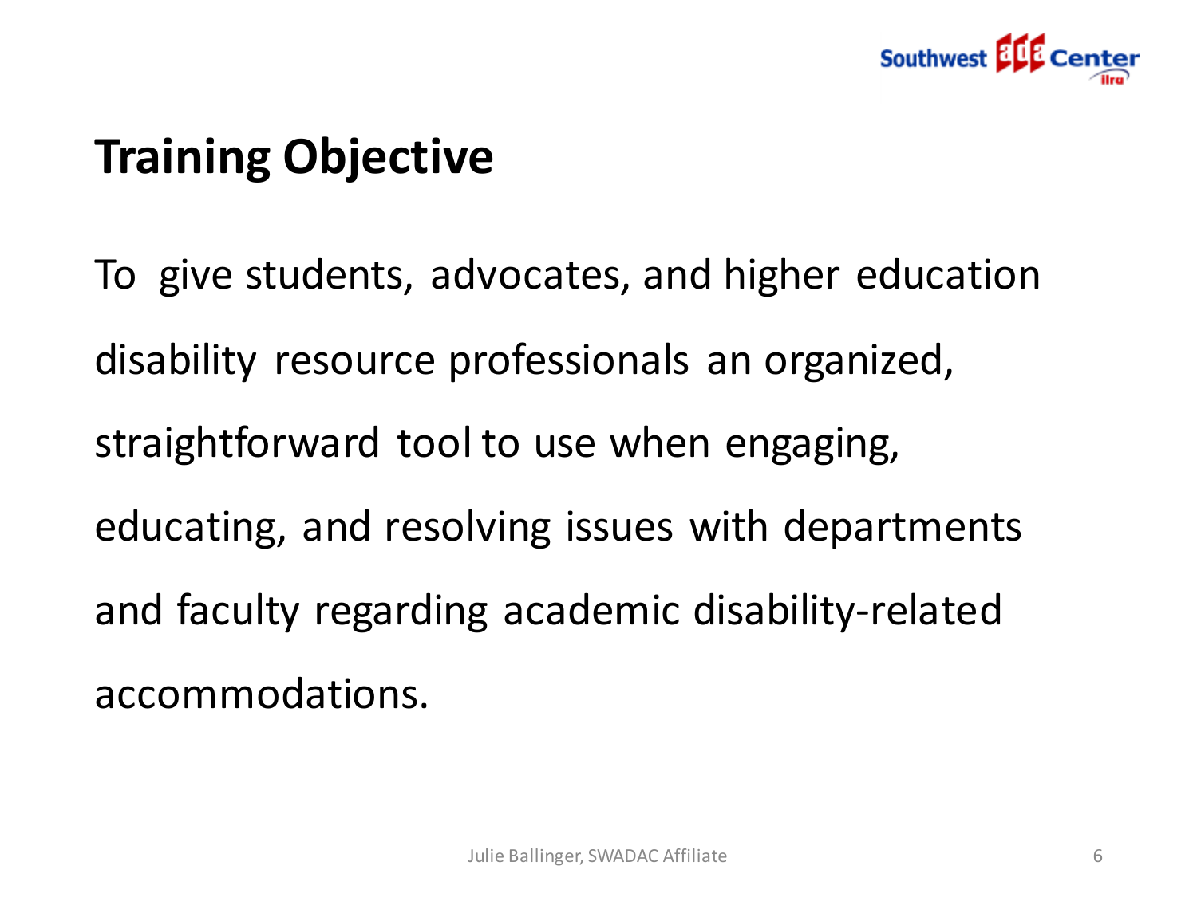# Training Objective

To give students, advocates, and higher education disability resource professionals an organized, straightforward tool to use when engaging, educating, and resolving issues with departments and faculty regarding academic disability-related accommodations.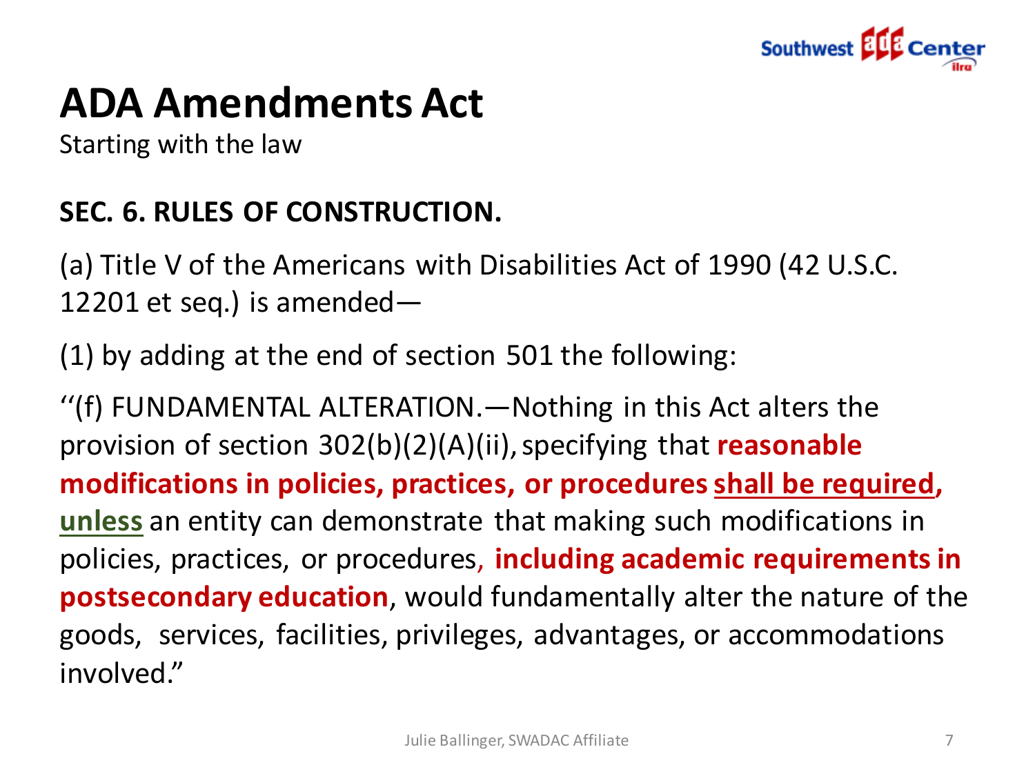# ADA Amendments Act

Starting with the law

**SEC. 6. RULES OF CONSTRUCTION.**

(a) Title V of the Americans with Disabilities Act of 1990 (42 U.S.C. 12201 et seq.) is amended—

(1) by adding at the end of section 501 the following:

''(f) FUNDAMENTAL ALTERATION.—Nothing in this Act alters the provision of section 302(b)(2)(A)(ii), specifying that **reasonable modifications in policies, practices, or procedures** **<u>shall be required</u>**, **<u>unless</u>** an entity can demonstrate that making such modifications in policies, practices, or procedures, **including academic requirements in postsecondary education**, would fundamentally alter the nature of the goods, services, facilities, privileges, advantages, or accommodations involved.''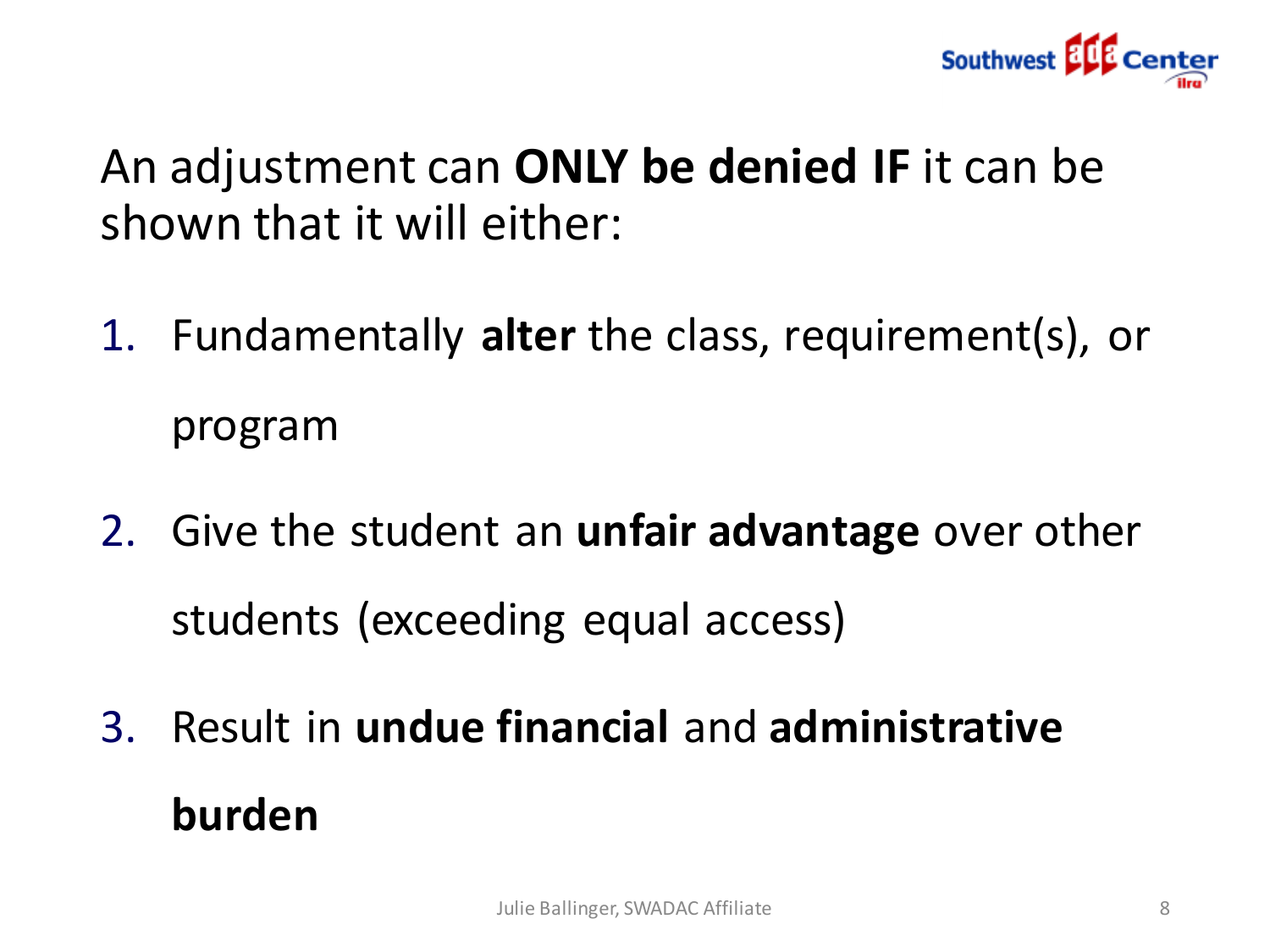An adjustment can **ONLY be denied IF** it can be shown that it will either:

1. Fundamentally **alter** the class, requirement(s), or program
2. Give the student an **unfair advantage** over other students (exceeding equal access)
3. Result in **undue financial** and **administrative burden**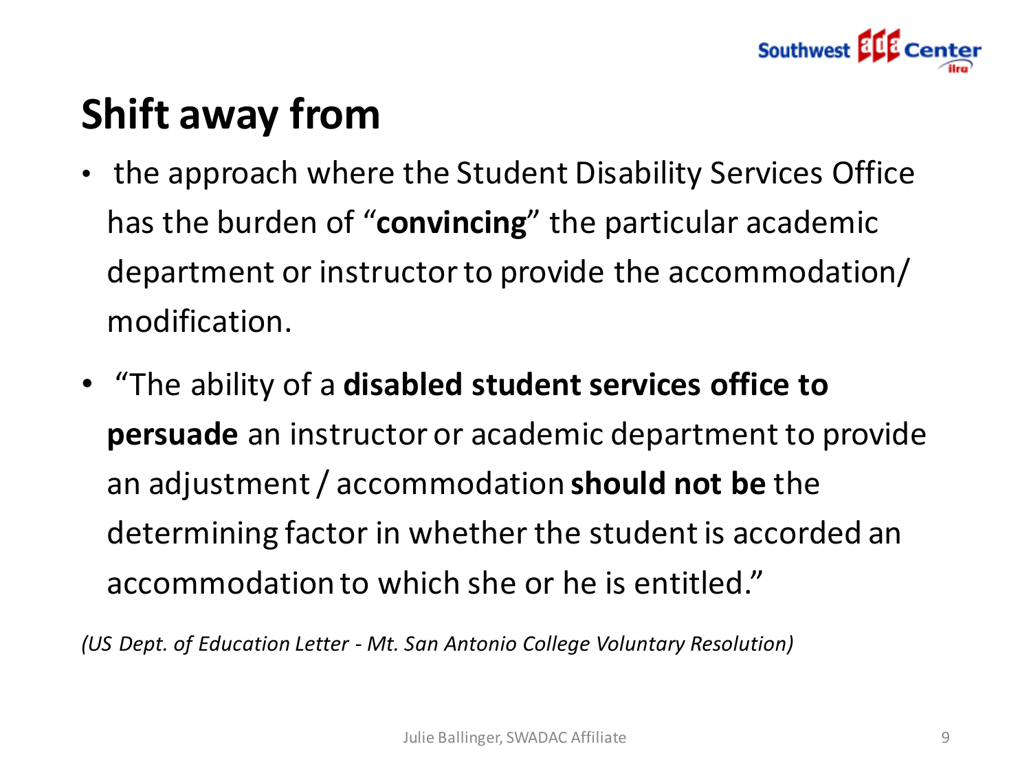# Shift away from

- the approach where the Student Disability Services Office has the burden of "**convincing**" the particular academic department or instructor to provide the accommodation/ modification.
- "The ability of a **disabled student services office to persuade** an instructor or academic department to provide an adjustment / accommodation **should not be** the determining factor in whether the student is accorded an accommodation to which she or he is entitled."

*(US Dept. of Education Letter - Mt. San Antonio College Voluntary Resolution)*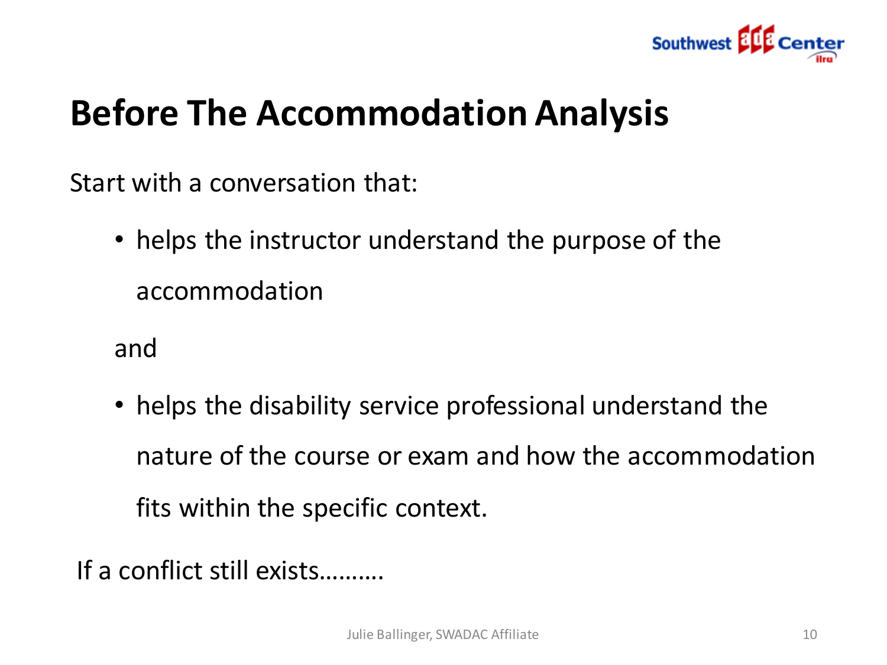# Before The Accommodation Analysis

Start with a conversation that:

- helps the instructor understand the purpose of the accommodation

and

- helps the disability service professional understand the nature of the course or exam and how the accommodation fits within the specific context.

If a conflict still exists………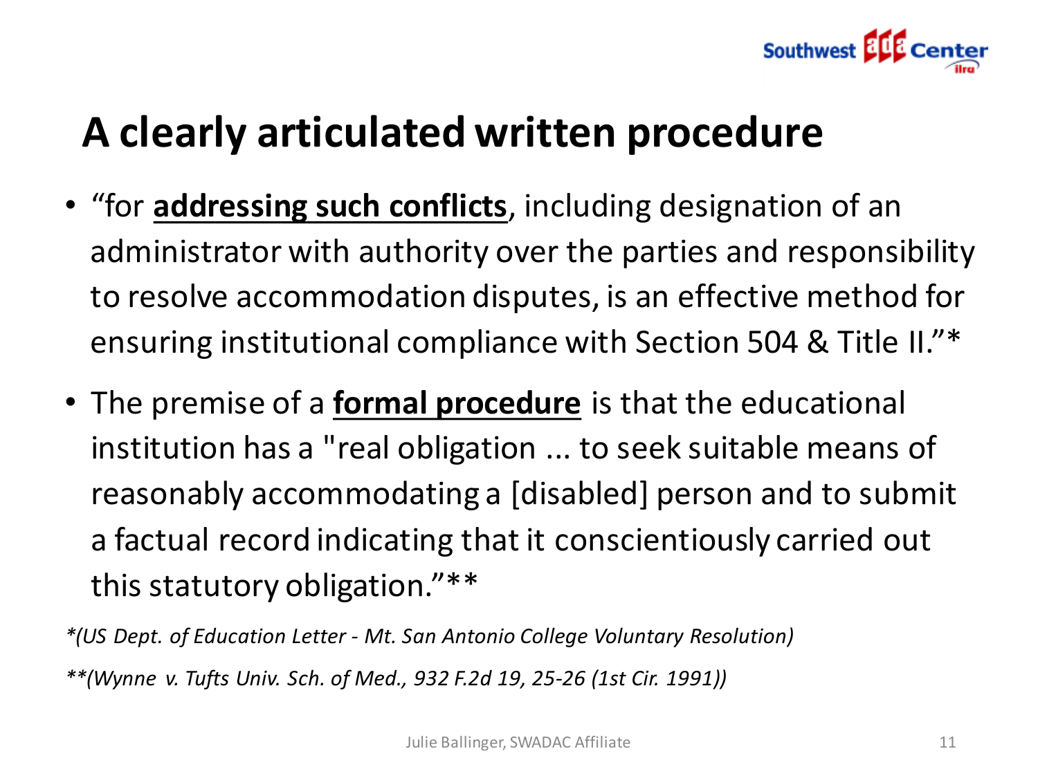# A clearly articulated written procedure

- "for **addressing such conflicts**, including designation of an administrator with authority over the parties and responsibility to resolve accommodation disputes, is an effective method for ensuring institutional compliance with Section 504 & Title II."*
- The premise of a **formal procedure** is that the educational institution has a "real obligation ... to seek suitable means of reasonably accommodating a [disabled] person and to submit a factual record indicating that it conscientiously carried out this statutory obligation."**

*\*(US Dept. of Education Letter - Mt. San Antonio College Voluntary Resolution)*

*\*\*(Wynne v. Tufts Univ. Sch. of Med., 932 F.2d 19, 25-26 (1st Cir. 1991))*

Julie Ballinger, SWADAC Affiliate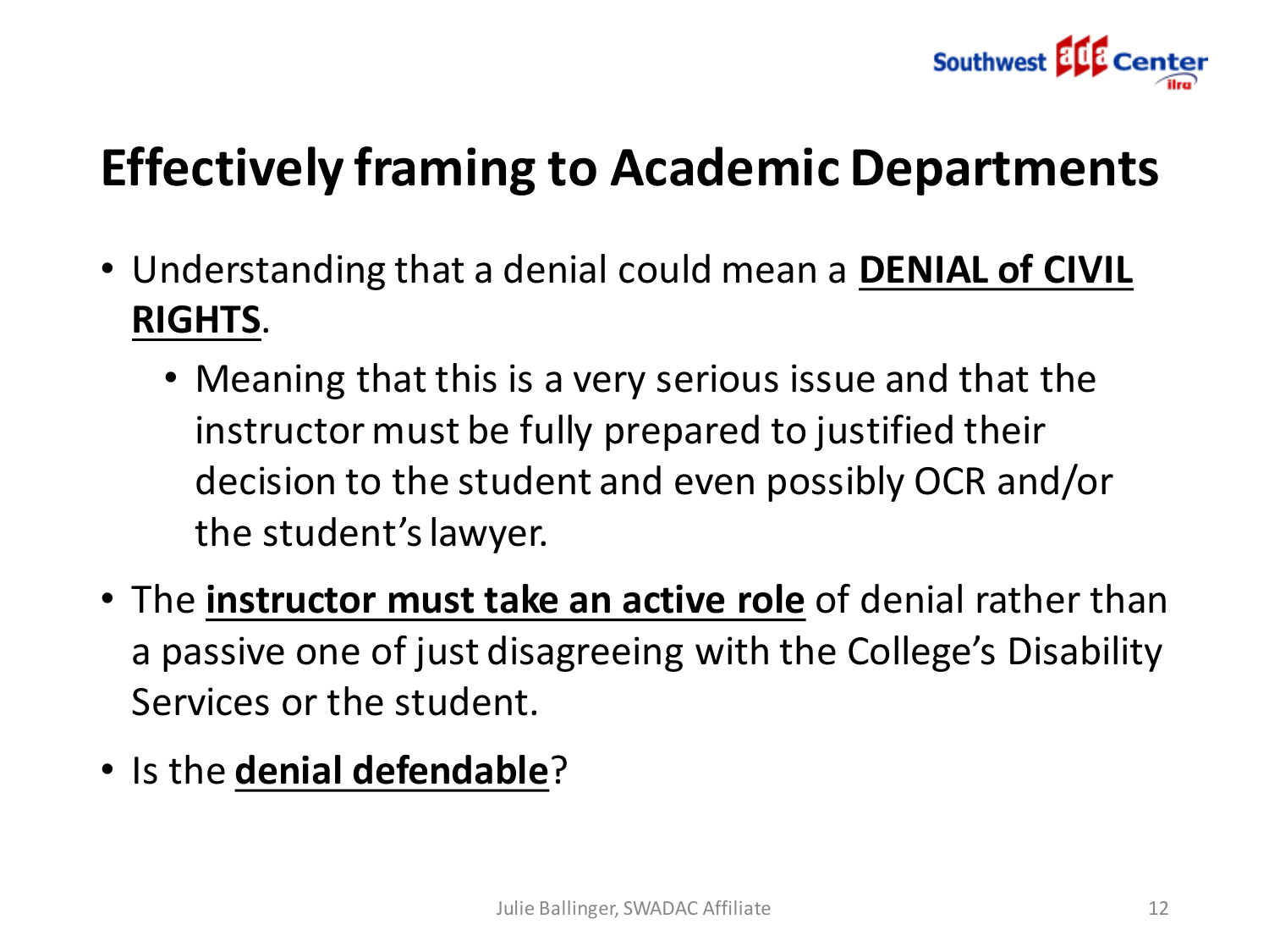# Effectively framing to Academic Departments

- Understanding that a denial could mean a **DENIAL of CIVIL RIGHTS**.
  - Meaning that this is a very serious issue and that the instructor must be fully prepared to justified their decision to the student and even possibly OCR and/or the student's lawyer.
- The **instructor must take an active role** of denial rather than a passive one of just disagreeing with the College's Disability Services or the student.
- Is the **denial defendable**?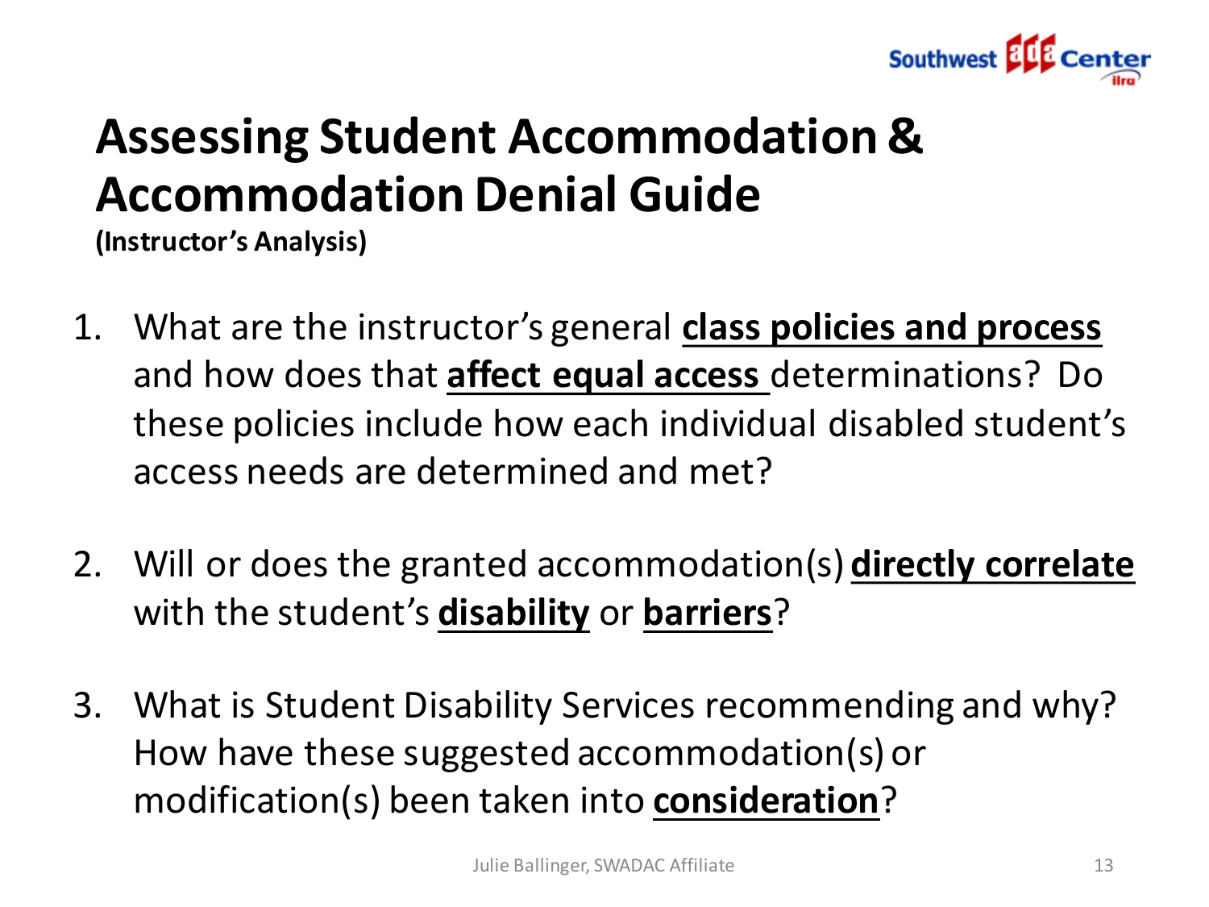# Assessing Student Accommodation & Accommodation Denial Guide

**(Instructor's Analysis)**

1. What are the instructor's general **class policies and process** and how does that **affect equal access** determinations? Do these policies include how each individual disabled student's access needs are determined and met?

2. Will or does the granted accommodation(s) **directly correlate** with the student's **disability** or **barriers**?

3. What is Student Disability Services recommending and why? How have these suggested accommodation(s) or modification(s) been taken into **consideration**?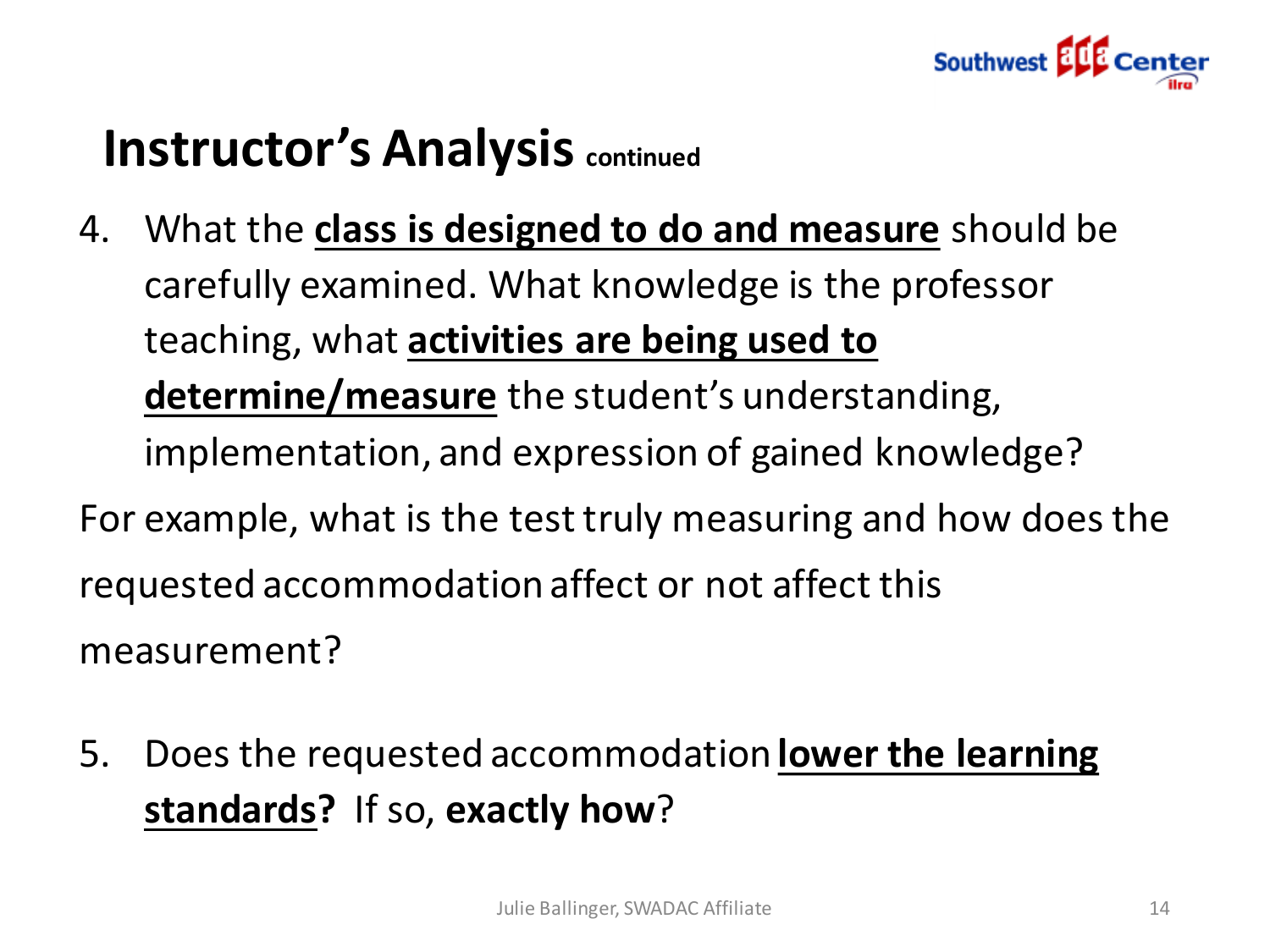# Instructor's Analysis continued

4. What the **class is designed to do and measure** should be carefully examined. What knowledge is the professor teaching, what **activities are being used to determine/measure** the student's understanding, implementation, and expression of gained knowledge?

For example, what is the test truly measuring and how does the requested accommodation affect or not affect this measurement?

5. Does the requested accommodation **lower the learning standards?** If so, **exactly how**?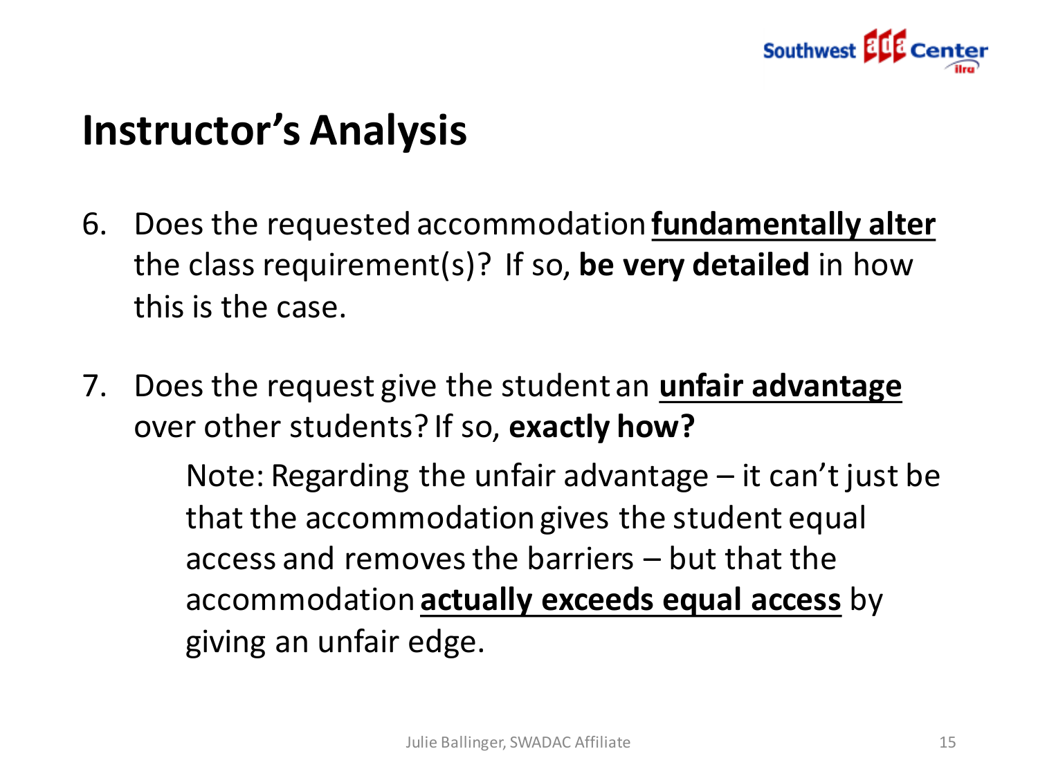# Instructor's Analysis

6. Does the requested accommodation **<u>fundamentally alter</u>** the class requirement(s)? If so, **be very detailed** in how this is the case.

7. Does the request give the student an **<u>unfair advantage</u>** over other students? If so, **exactly how?**

   Note: Regarding the unfair advantage – it can't just be that the accommodation gives the student equal access and removes the barriers – but that the accommodation **<u>actually exceeds equal access</u>** by giving an unfair edge.

Julie Ballinger, SWADAC Affiliate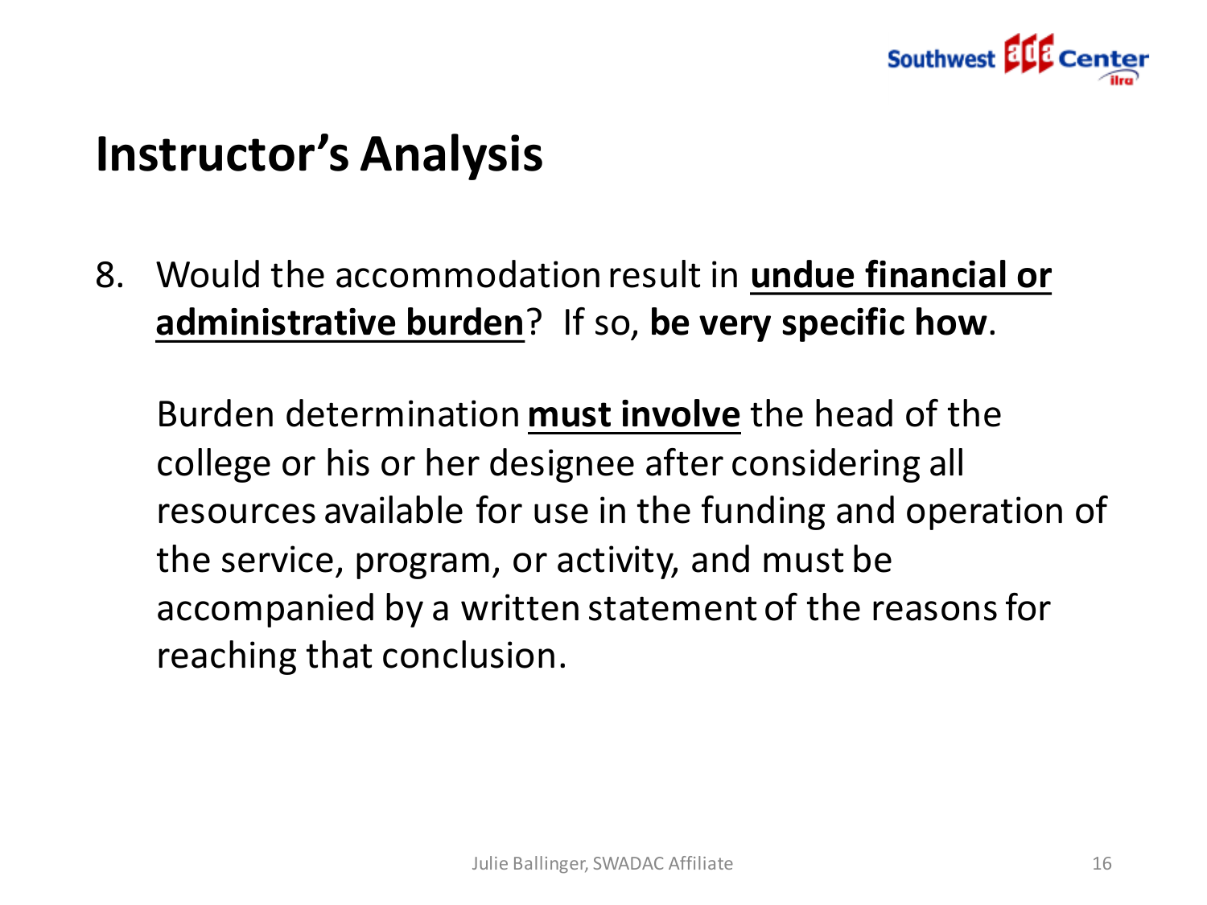# Instructor's Analysis

8. Would the accommodation result in **undue financial or administrative burden**? If so, **be very specific how**.

   Burden determination **must involve** the head of the college or his or her designee after considering all resources available for use in the funding and operation of the service, program, or activity, and must be accompanied by a written statement of the reasons for reaching that conclusion.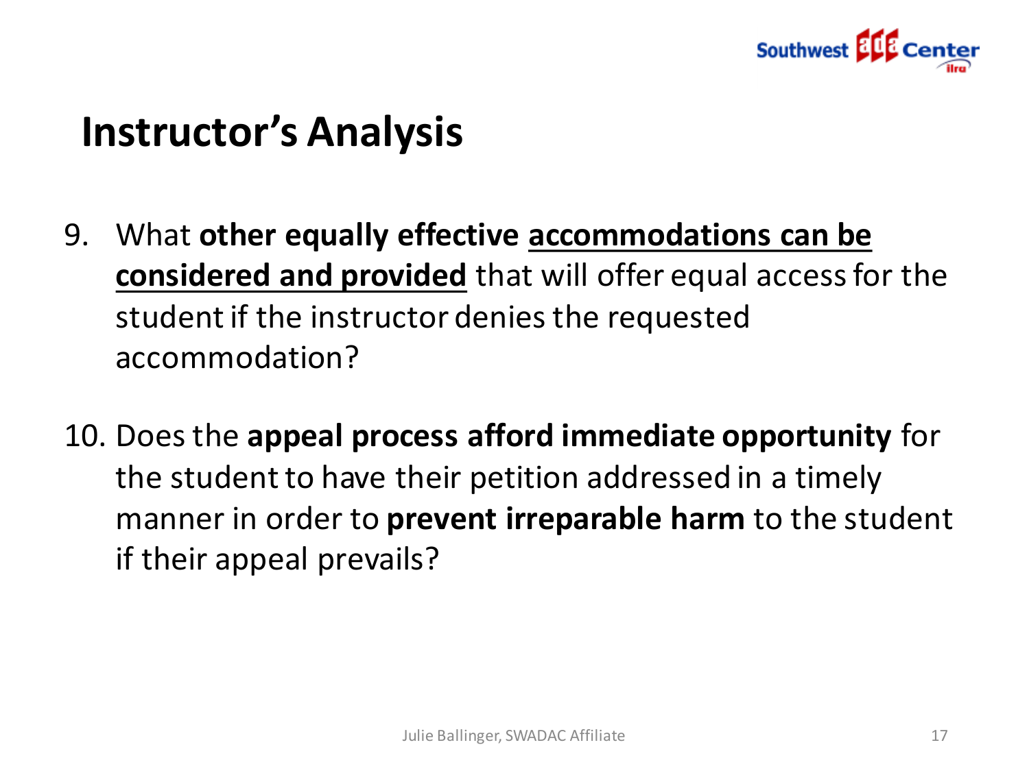# Instructor's Analysis

9. What **other equally effective <u>accommodations can be considered and provided</u>** that will offer equal access for the student if the instructor denies the requested accommodation?

10. Does the **appeal process afford immediate opportunity** for the student to have their petition addressed in a timely manner in order to **prevent irreparable harm** to the student if their appeal prevails?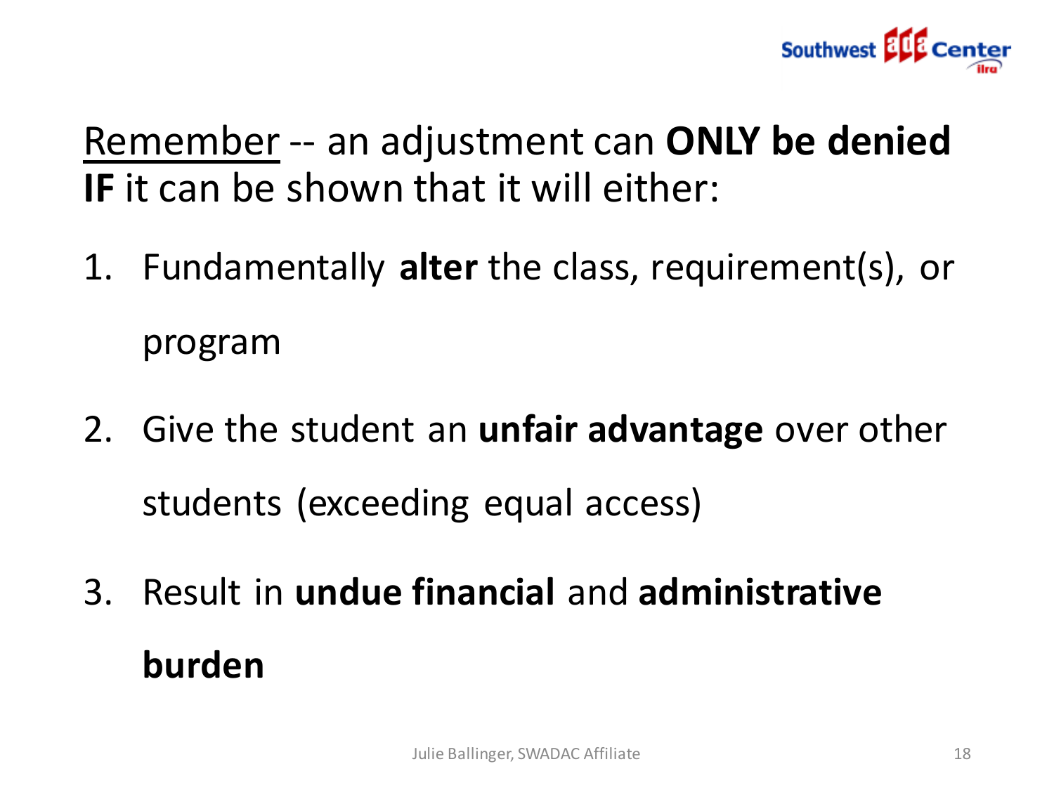Remember -- an adjustment can **ONLY be denied IF** it can be shown that it will either:

1. Fundamentally **alter** the class, requirement(s), or program
2. Give the student an **unfair advantage** over other students (exceeding equal access)
3. Result in **undue financial** and **administrative burden**

Julie Ballinger, SWADAC Affiliate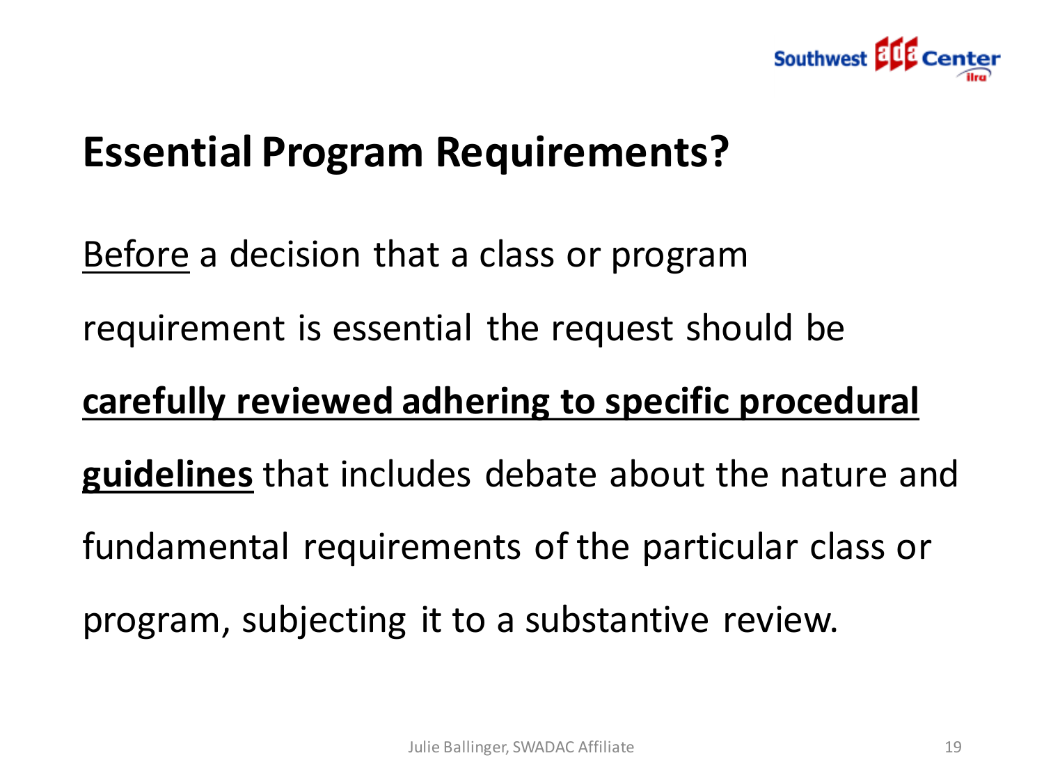# Essential Program Requirements?

<u>Before</u> a decision that a class or program requirement is essential the request should be **<u>carefully reviewed adhering to specific procedural guidelines</u>** that includes debate about the nature and fundamental requirements of the particular class or program, subjecting it to a substantive review.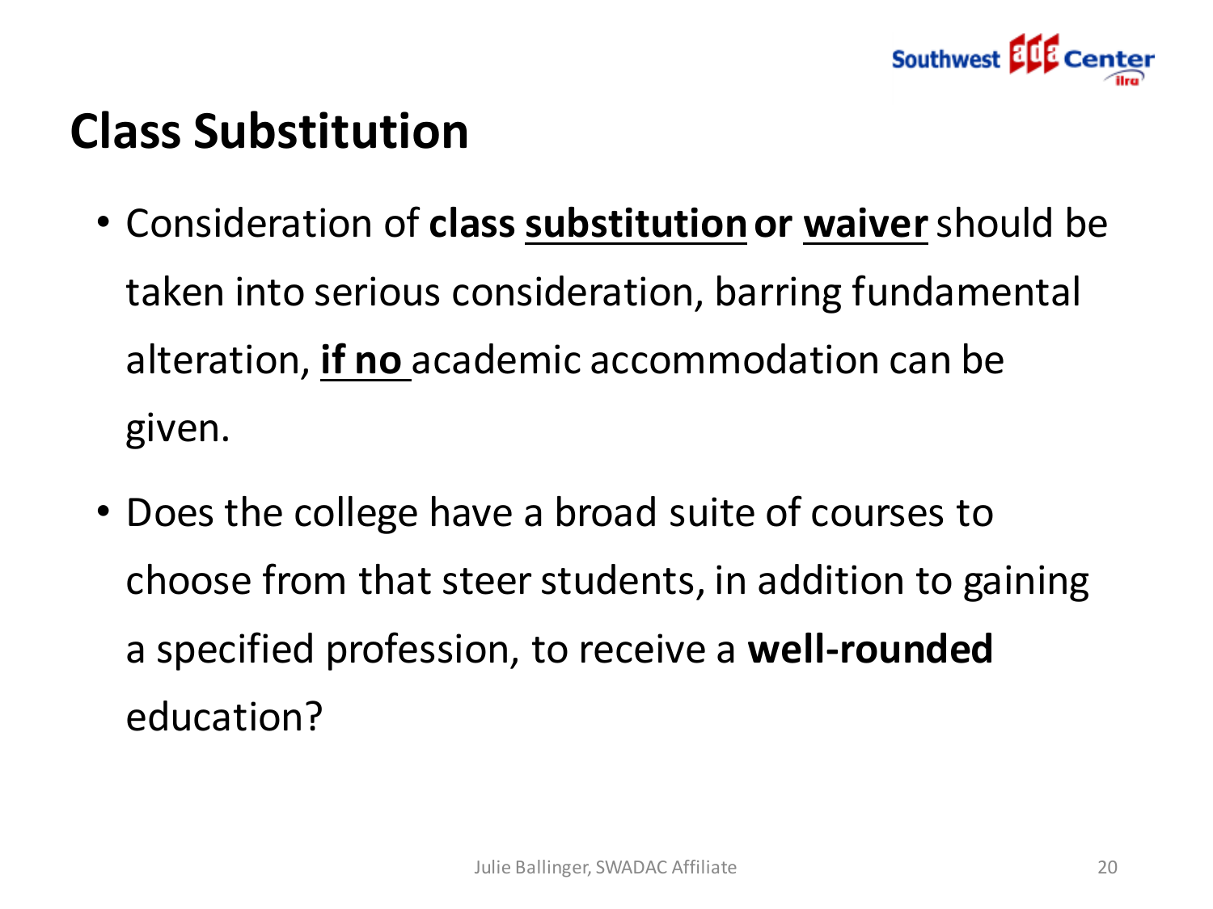# Class Substitution

- Consideration of **class substitution or waiver** should be taken into serious consideration, barring fundamental alteration, **if no** academic accommodation can be given.
- Does the college have a broad suite of courses to choose from that steer students, in addition to gaining a specified profession, to receive a **well-rounded** education?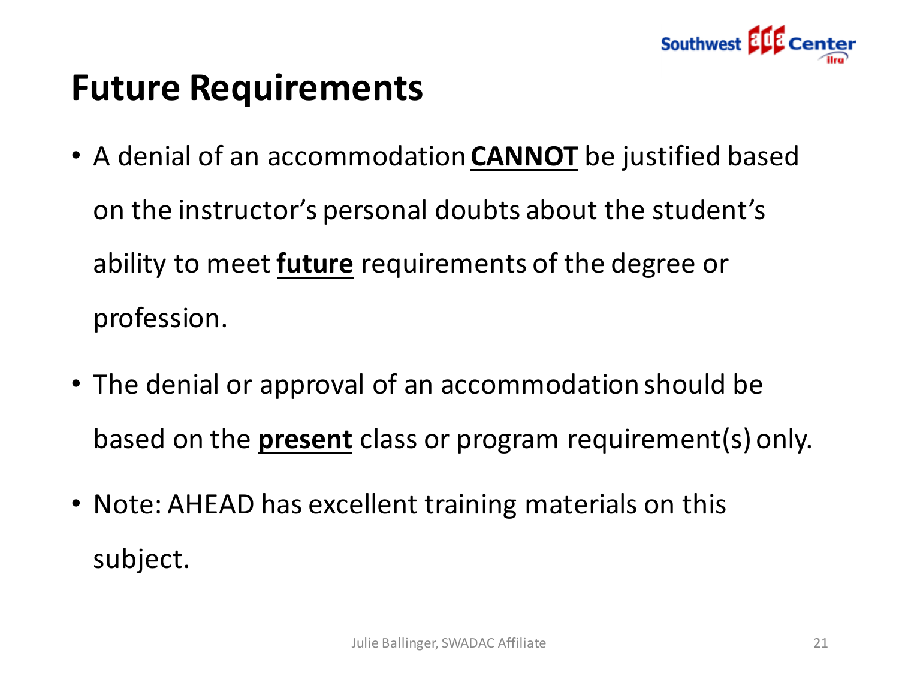# Future Requirements

- A denial of an accommodation **CANNOT** be justified based on the instructor's personal doubts about the student's ability to meet **future** requirements of the degree or profession.
- The denial or approval of an accommodation should be based on the **present** class or program requirement(s) only.
- Note: AHEAD has excellent training materials on this subject.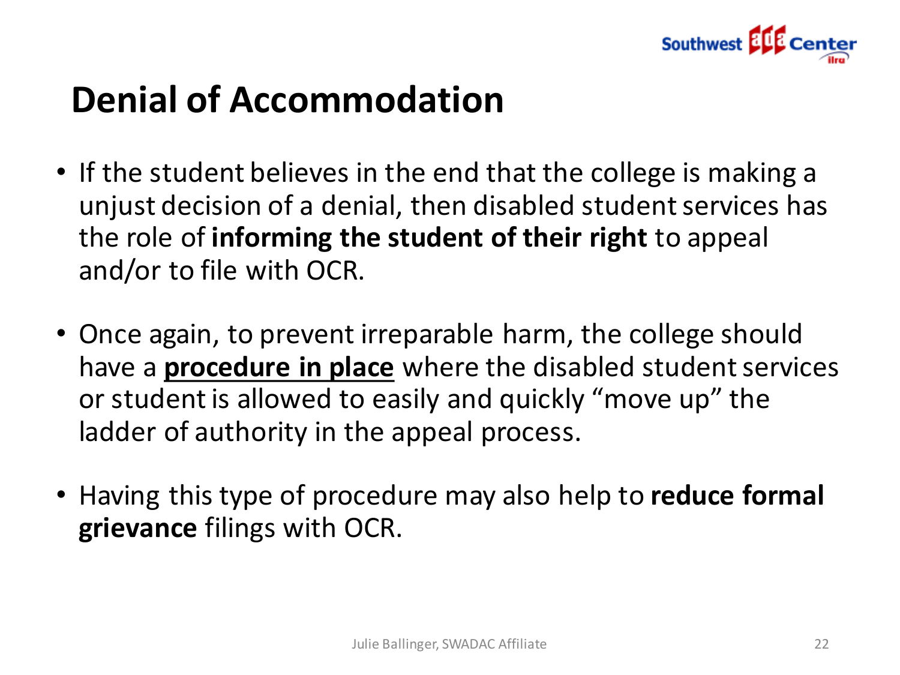# Denial of Accommodation

- If the student believes in the end that the college is making a unjust decision of a denial, then disabled student services has the role of **informing the student of their right** to appeal and/or to file with OCR.
- Once again, to prevent irreparable harm, the college should have a **<u>procedure in place</u>** where the disabled student services or student is allowed to easily and quickly "move up" the ladder of authority in the appeal process.
- Having this type of procedure may also help to **reduce formal grievance** filings with OCR.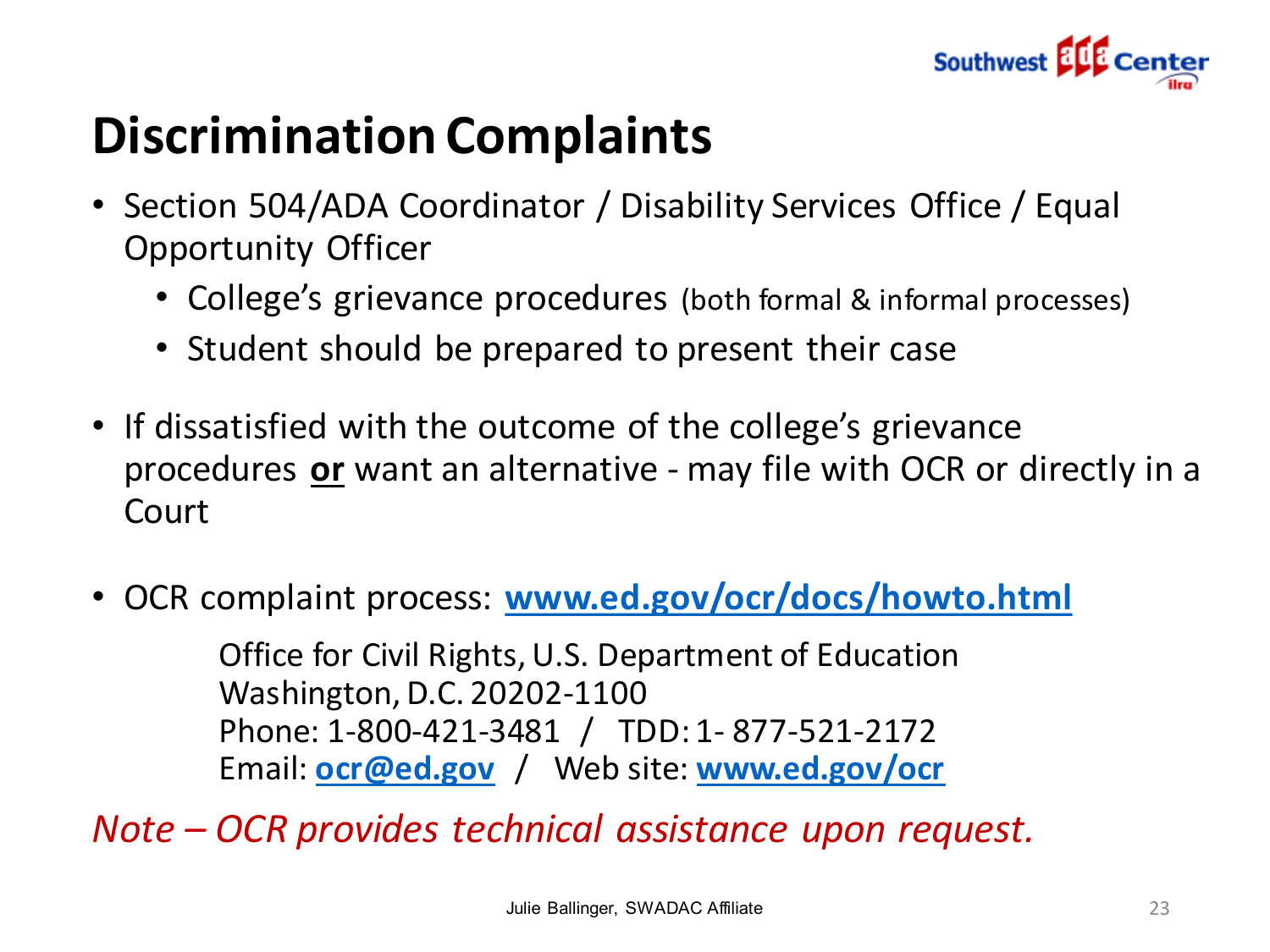# Discrimination Complaints

- Section 504/ADA Coordinator / Disability Services Office / Equal Opportunity Officer
  - College's grievance procedures (both formal & informal processes)
  - Student should be prepared to present their case

- If dissatisfied with the outcome of the college's grievance procedures **or** want an alternative - may file with OCR or directly in a Court

- OCR complaint process: **www.ed.gov/ocr/docs/howto.html**

  Office for Civil Rights, U.S. Department of Education
  Washington, D.C. 20202-1100
  Phone: 1-800-421-3481 / TDD: 1- 877-521-2172
  Email: **ocr@ed.gov** / Web site: **www.ed.gov/ocr**

*Note – OCR provides technical assistance upon request.*

Julie Ballinger, SWADAC Affiliate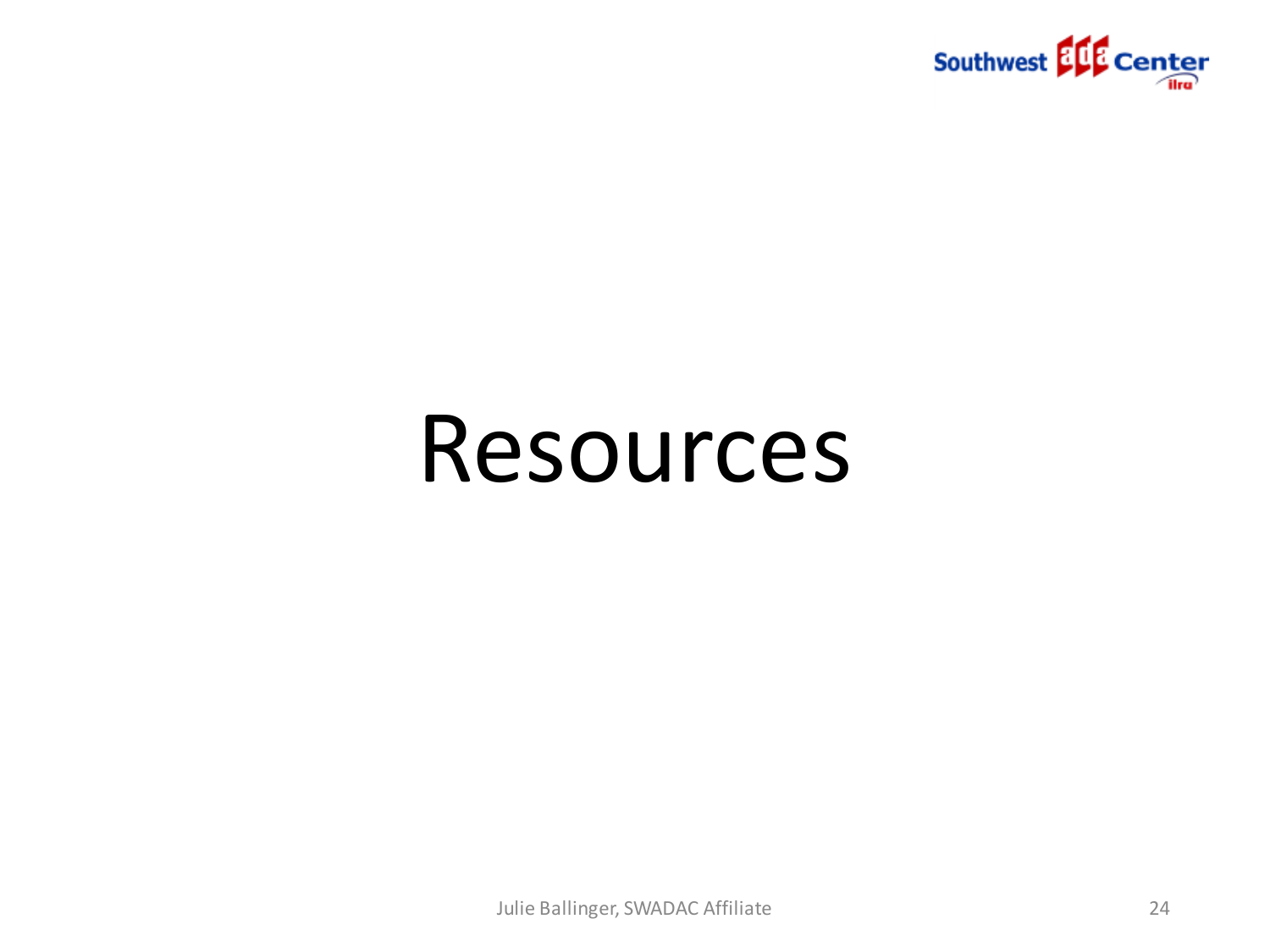# Resources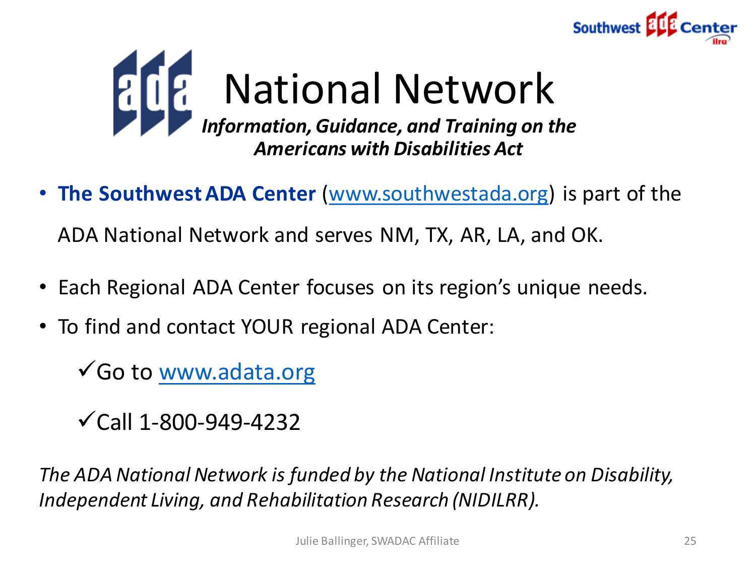# ADA National Network

***Information, Guidance, and Training on the Americans with Disabilities Act***

- **The Southwest ADA Center** ([www.southwestada.org](http://www.southwestada.org)) is part of the ADA National Network and serves NM, TX, AR, LA, and OK.
- Each Regional ADA Center focuses on its region's unique needs.
- To find and contact YOUR regional ADA Center:
  - ✓ Go to [www.adata.org](http://www.adata.org)
  - ✓ Call 1-800-949-4232

*The ADA National Network is funded by the National Institute on Disability, Independent Living, and Rehabilitation Research (NIDILRR).*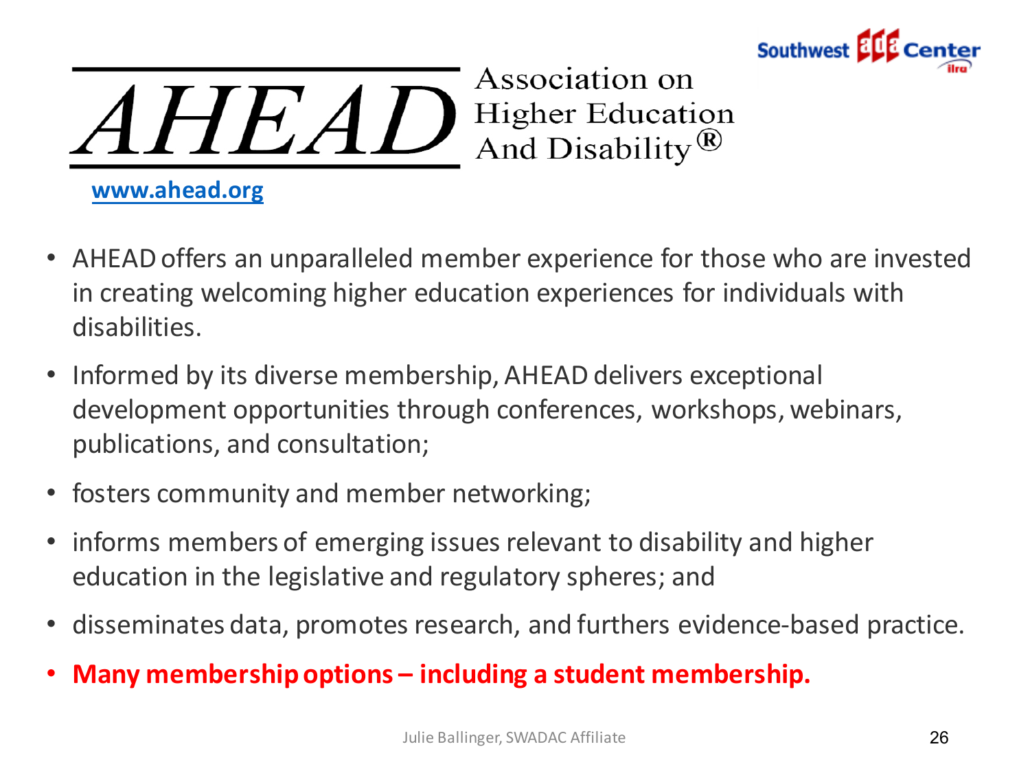# AHEAD Association on Higher Education And Disability®

www.ahead.org

- AHEAD offers an unparalleled member experience for those who are invested in creating welcoming higher education experiences for individuals with disabilities.
- Informed by its diverse membership, AHEAD delivers exceptional development opportunities through conferences, workshops, webinars, publications, and consultation;
- fosters community and member networking;
- informs members of emerging issues relevant to disability and higher education in the legislative and regulatory spheres; and
- disseminates data, promotes research, and furthers evidence-based practice.
- **Many membership options – including a student membership.**